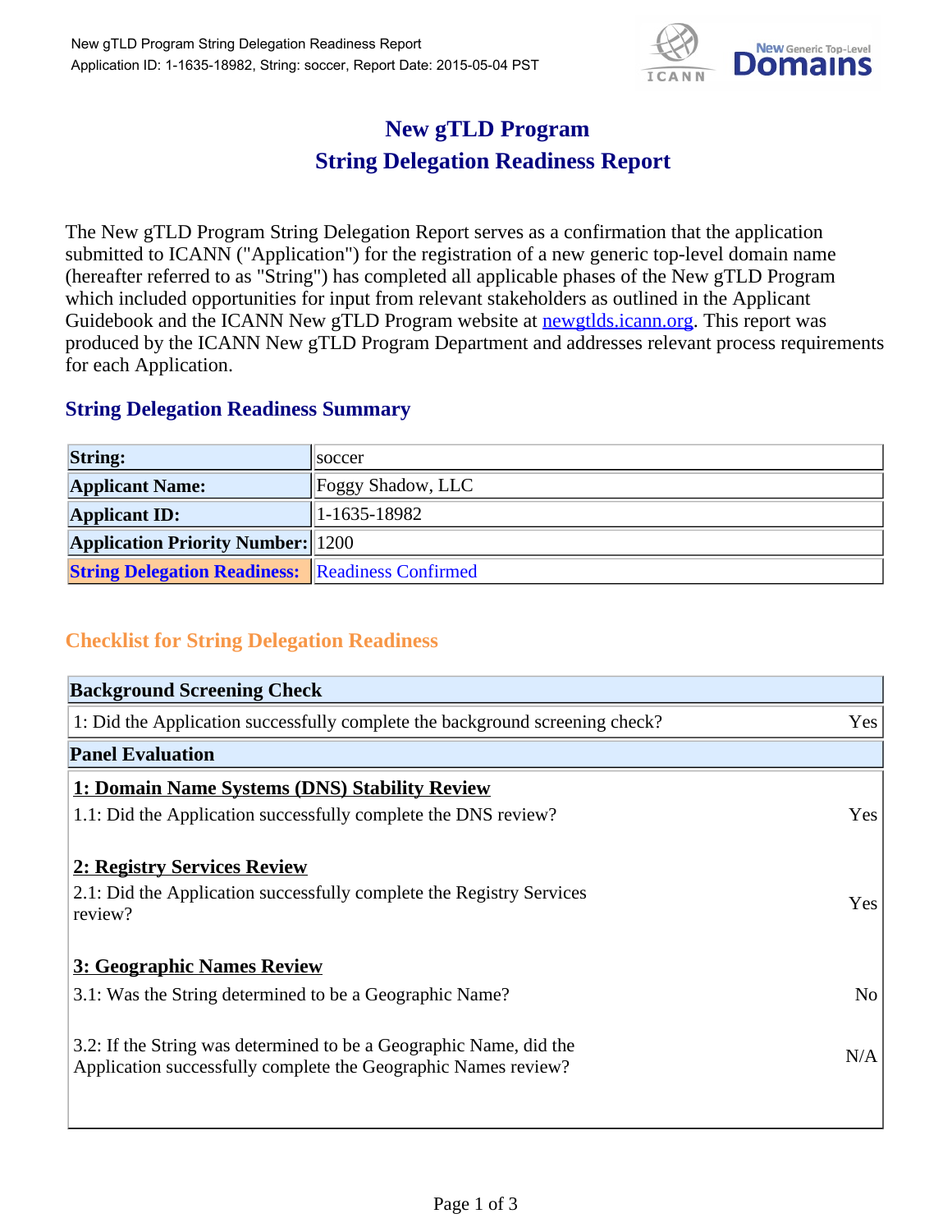# New gTLD Program
# String Delegation Readiness Report

The New gTLD Program String Delegation Report serves as a confirmation that the application submitted to ICANN ("Application") for the registration of a new generic top-level domain name (hereafter referred to as "String") has completed all applicable phases of the New gTLD Program which included opportunities for input from relevant stakeholders as outlined in the Applicant Guidebook and the ICANN New gTLD Program website at newgtlds.icann.org. This report was produced by the ICANN New gTLD Program Department and addresses relevant process requirements for each Application.

## String Delegation Readiness Summary

| | |
|---|---|
| **String:** | soccer |
| **Applicant Name:** | Foggy Shadow, LLC |
| **Applicant ID:** | 1-1635-18982 |
| **Application Priority Number:** | 1200 |
| **String Delegation Readiness:** | Readiness Confirmed |

## Checklist for String Delegation Readiness

| **Background Screening Check** | |
|---|---|
| 1: Did the Application successfully complete the background screening check? | Yes |
| **Panel Evaluation** | |
| **1: Domain Name Systems (DNS) Stability Review** | |
| 1.1: Did the Application successfully complete the DNS review? | Yes |
| **2: Registry Services Review** | |
| 2.1: Did the Application successfully complete the Registry Services review? | Yes |
| **3: Geographic Names Review** | |
| 3.1: Was the String determined to be a Geographic Name? | No |
| 3.2: If the String was determined to be a Geographic Name, did the Application successfully complete the Geographic Names review? | N/A |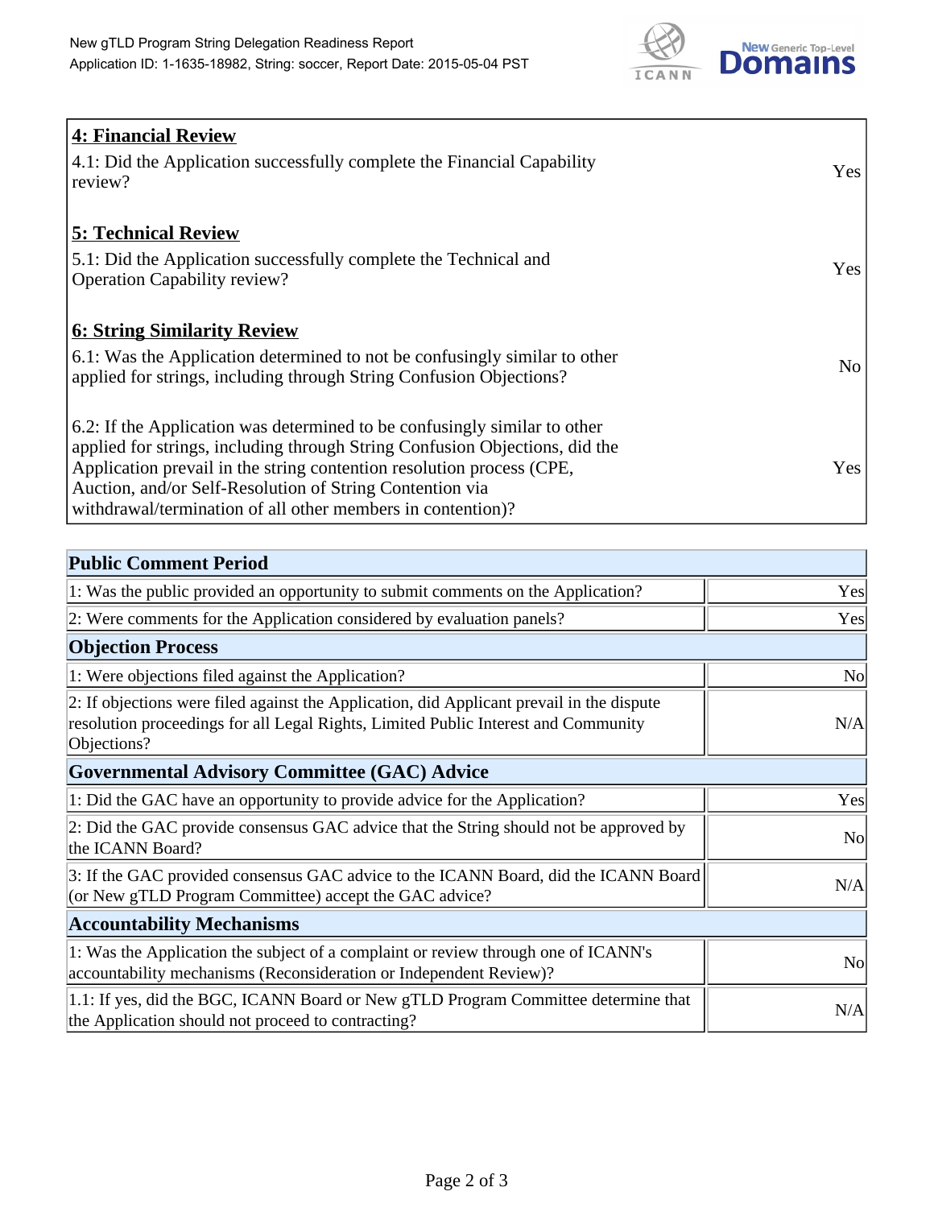| **4: Financial Review** | |
|---|---|
| 4.1: Did the Application successfully complete the Financial Capability review? | Yes |
| **5: Technical Review** | |
| 5.1: Did the Application successfully complete the Technical and Operation Capability review? | Yes |
| **6: String Similarity Review** | |
| 6.1: Was the Application determined to not be confusingly similar to other applied for strings, including through String Confusion Objections? | No |
| 6.2: If the Application was determined to be confusingly similar to other applied for strings, including through String Confusion Objections, did the Application prevail in the string contention resolution process (CPE, Auction, and/or Self-Resolution of String Contention via withdrawal/termination of all other members in contention)? | Yes |

| **Public Comment Period** | |
|---|---|
| 1: Was the public provided an opportunity to submit comments on the Application? | Yes |
| 2: Were comments for the Application considered by evaluation panels? | Yes |
| **Objection Process** | |
| 1: Were objections filed against the Application? | No |
| 2: If objections were filed against the Application, did Applicant prevail in the dispute resolution proceedings for all Legal Rights, Limited Public Interest and Community Objections? | N/A |
| **Governmental Advisory Committee (GAC) Advice** | |
| 1: Did the GAC have an opportunity to provide advice for the Application? | Yes |
| 2: Did the GAC provide consensus GAC advice that the String should not be approved by the ICANN Board? | No |
| 3: If the GAC provided consensus GAC advice to the ICANN Board, did the ICANN Board (or New gTLD Program Committee) accept the GAC advice? | N/A |
| **Accountability Mechanisms** | |
| 1: Was the Application the subject of a complaint or review through one of ICANN's accountability mechanisms (Reconsideration or Independent Review)? | No |
| 1.1: If yes, did the BGC, ICANN Board or New gTLD Program Committee determine that the Application should not proceed to contracting? | N/A |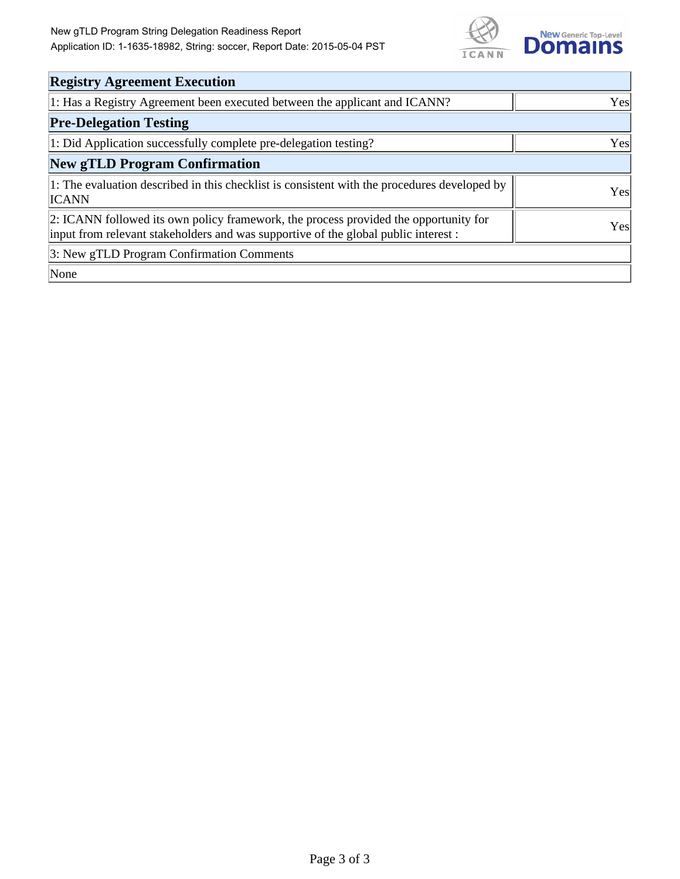## Registry Agreement Execution

| | |
|---|---|
| 1: Has a Registry Agreement been executed between the applicant and ICANN? | Yes |

## Pre-Delegation Testing

| | |
|---|---|
| 1: Did Application successfully complete pre-delegation testing? | Yes |

## New gTLD Program Confirmation

| | |
|---|---|
| 1: The evaluation described in this checklist is consistent with the procedures developed by ICANN | Yes |
| 2: ICANN followed its own policy framework, the process provided the opportunity for input from relevant stakeholders and was supportive of the global public interest : | Yes |

3: New gTLD Program Confirmation Comments

None